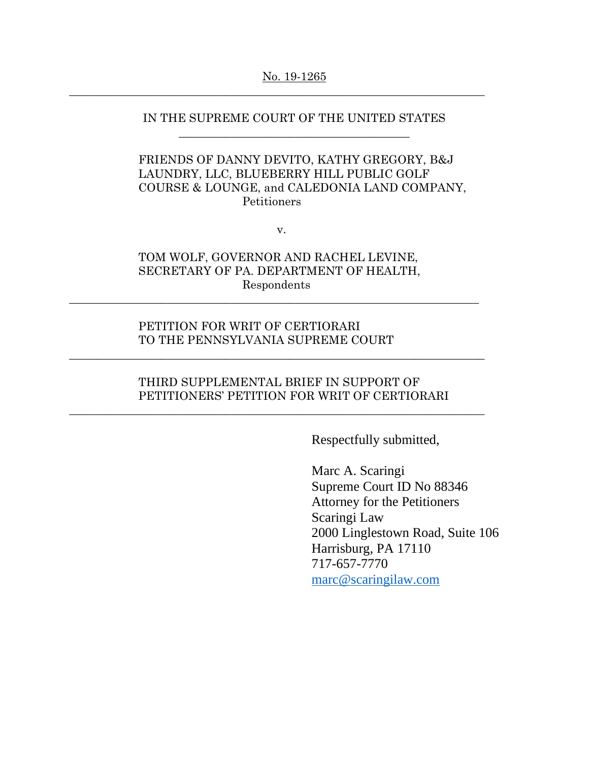No. 19-1265

---

IN THE SUPREME COURT OF THE UNITED STATES

---

FRIENDS OF DANNY DEVITO, KATHY GREGORY, B&J LAUNDRY, LLC, BLUEBERRY HILL PUBLIC GOLF COURSE & LOUNGE, and CALEDONIA LAND COMPANY,
Petitioners

v.

TOM WOLF, GOVERNOR AND RACHEL LEVINE, SECRETARY OF PA. DEPARTMENT OF HEALTH,
Respondents

---

PETITION FOR WRIT OF CERTIORARI
TO THE PENNSYLVANIA SUPREME COURT

---

THIRD SUPPLEMENTAL BRIEF IN SUPPORT OF PETITIONERS' PETITION FOR WRIT OF CERTIORARI

---

Respectfully submitted,

Marc A. Scaringi
Supreme Court ID No 88346
Attorney for the Petitioners
Scaringi Law
2000 Linglestown Road, Suite 106
Harrisburg, PA 17110
717-657-7770
marc@scaringilaw.com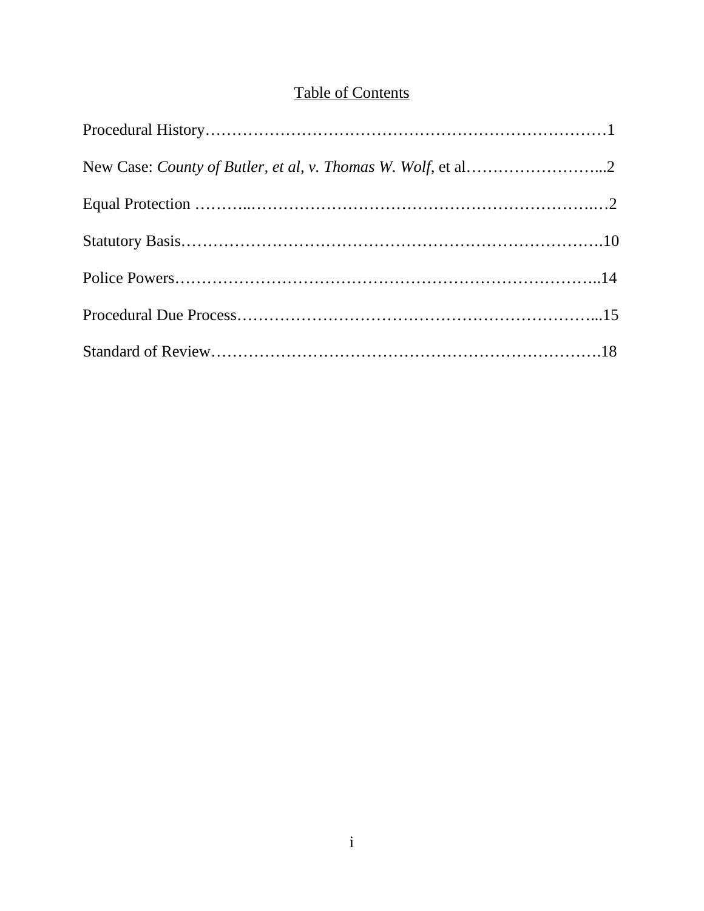## Table of Contents

Procedural History……………………………………………………………………1

New Case: *County of Butler, et al, v. Thomas W. Wolf*, et al……………………...2

Equal Protection ………..……………………………………………………….…2

Statutory Basis…………………………………………………………………….10

Police Powers……………………………………………………………………..14

Procedural Due Process…………………………………………………………...15

Standard of Review……………………………………………………………….18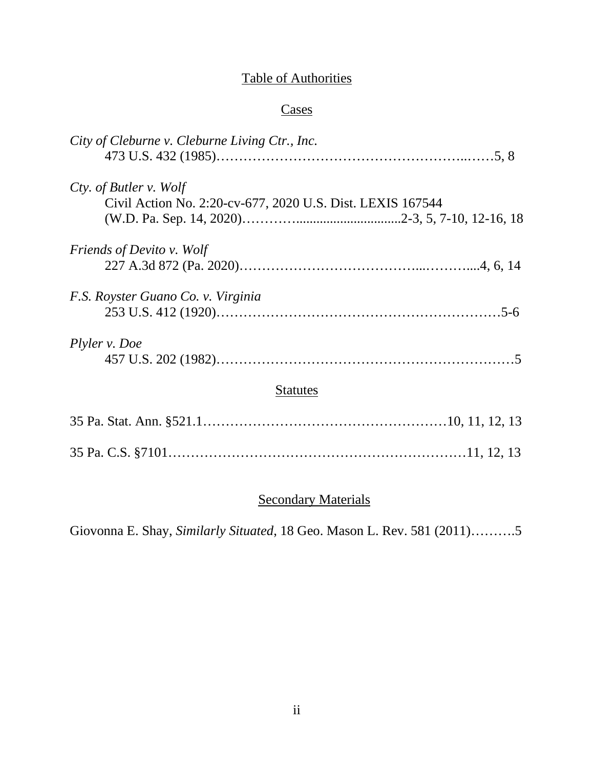# Table of Authorities

## Cases

*City of Cleburne v. Cleburne Living Ctr., Inc.*
473 U.S. 432 (1985)……………………………………………..……5, 8

*Cty. of Butler v. Wolf*
Civil Action No. 2:20-cv-677, 2020 U.S. Dist. LEXIS 167544
(W.D. Pa. Sep. 14, 2020)…………...............................2-3, 5, 7-10, 12-16, 18

*Friends of Devito v. Wolf*
227 A.3d 872 (Pa. 2020)………………………………...………....4, 6, 14

*F.S. Royster Guano Co. v. Virginia*
253 U.S. 412 (1920)……………………………………………………5-6

*Plyler v. Doe*
457 U.S. 202 (1982)……………………………………………………….5

## Statutes

35 Pa. Stat. Ann. §521.1………………………………………………10, 11, 12, 13

35 Pa. C.S. §7101…………………………………………………………11, 12, 13

## Secondary Materials

Giovonna E. Shay, *Similarly Situated*, 18 Geo. Mason L. Rev. 581 (2011)……….5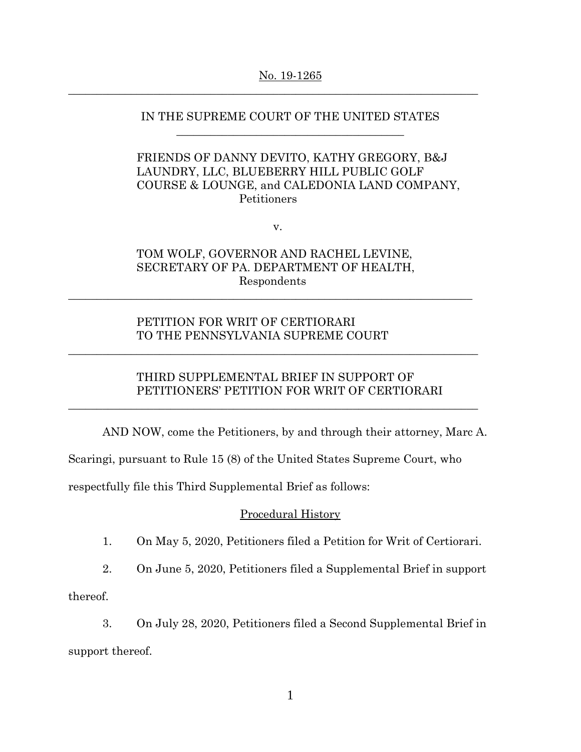No. 19-1265

---

IN THE SUPREME COURT OF THE UNITED STATES

---

FRIENDS OF DANNY DEVITO, KATHY GREGORY, B&J LAUNDRY, LLC, BLUEBERRY HILL PUBLIC GOLF COURSE & LOUNGE, and CALEDONIA LAND COMPANY,
Petitioners

v.

TOM WOLF, GOVERNOR AND RACHEL LEVINE, SECRETARY OF PA. DEPARTMENT OF HEALTH,
Respondents

---

PETITION FOR WRIT OF CERTIORARI
TO THE PENNSYLVANIA SUPREME COURT

---

THIRD SUPPLEMENTAL BRIEF IN SUPPORT OF PETITIONERS' PETITION FOR WRIT OF CERTIORARI

---

AND NOW, come the Petitioners, by and through their attorney, Marc A. Scaringi, pursuant to Rule 15 (8) of the United States Supreme Court, who respectfully file this Third Supplemental Brief as follows:

## Procedural History

1. On May 5, 2020, Petitioners filed a Petition for Writ of Certiorari.

2. On June 5, 2020, Petitioners filed a Supplemental Brief in support thereof.

3. On July 28, 2020, Petitioners filed a Second Supplemental Brief in support thereof.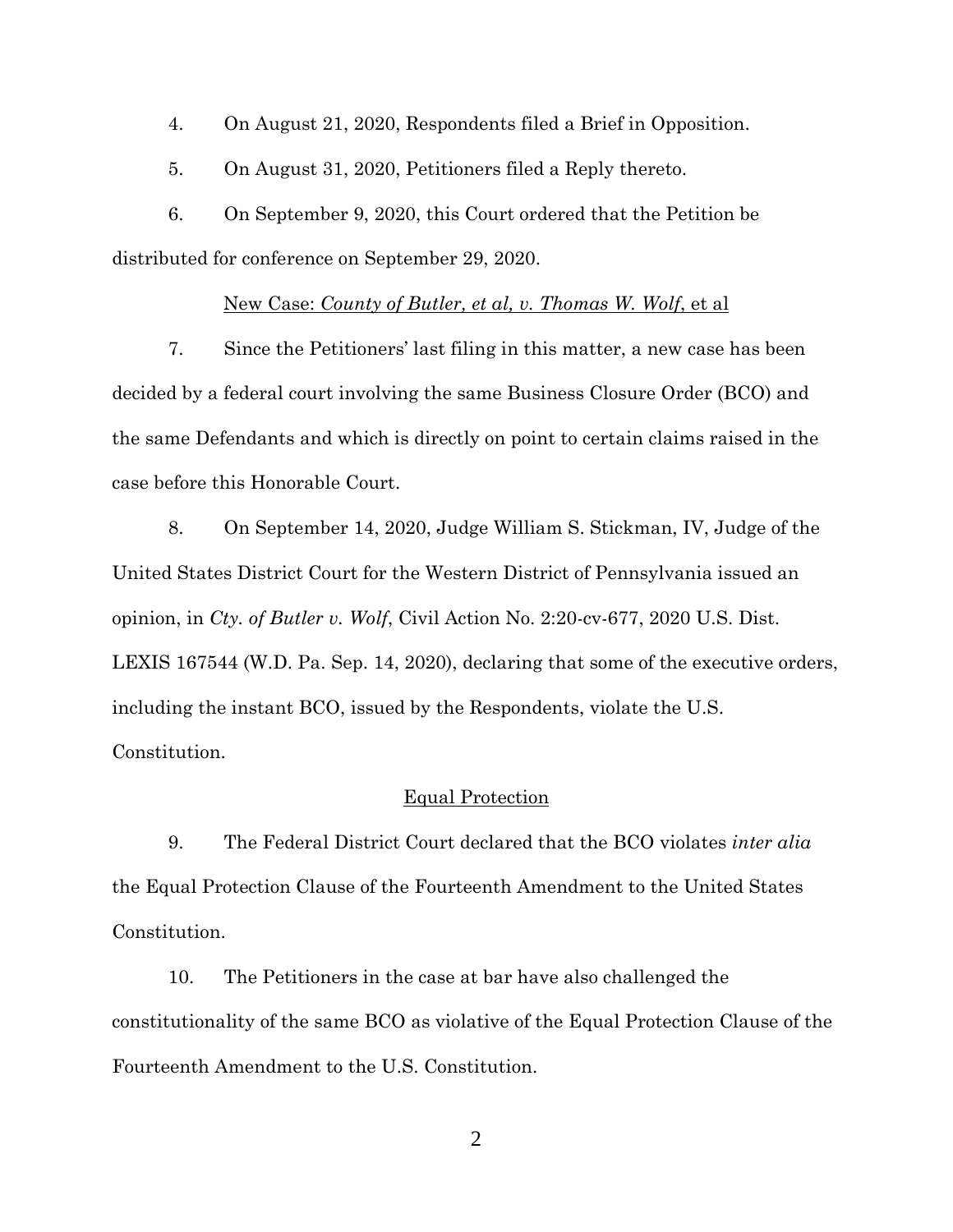4. On August 21, 2020, Respondents filed a Brief in Opposition.

5. On August 31, 2020, Petitioners filed a Reply thereto.

6. On September 9, 2020, this Court ordered that the Petition be distributed for conference on September 29, 2020.

<u>New Case: *County of Butler, et al, v. Thomas W. Wolf*, et al</u>

7. Since the Petitioners' last filing in this matter, a new case has been decided by a federal court involving the same Business Closure Order (BCO) and the same Defendants and which is directly on point to certain claims raised in the case before this Honorable Court.

8. On September 14, 2020, Judge William S. Stickman, IV, Judge of the United States District Court for the Western District of Pennsylvania issued an opinion, in *Cty. of Butler v. Wolf*, Civil Action No. 2:20-cv-677, 2020 U.S. Dist. LEXIS 167544 (W.D. Pa. Sep. 14, 2020), declaring that some of the executive orders, including the instant BCO, issued by the Respondents, violate the U.S. Constitution.

<u>Equal Protection</u>

9. The Federal District Court declared that the BCO violates *inter alia* the Equal Protection Clause of the Fourteenth Amendment to the United States Constitution.

10. The Petitioners in the case at bar have also challenged the constitutionality of the same BCO as violative of the Equal Protection Clause of the Fourteenth Amendment to the U.S. Constitution.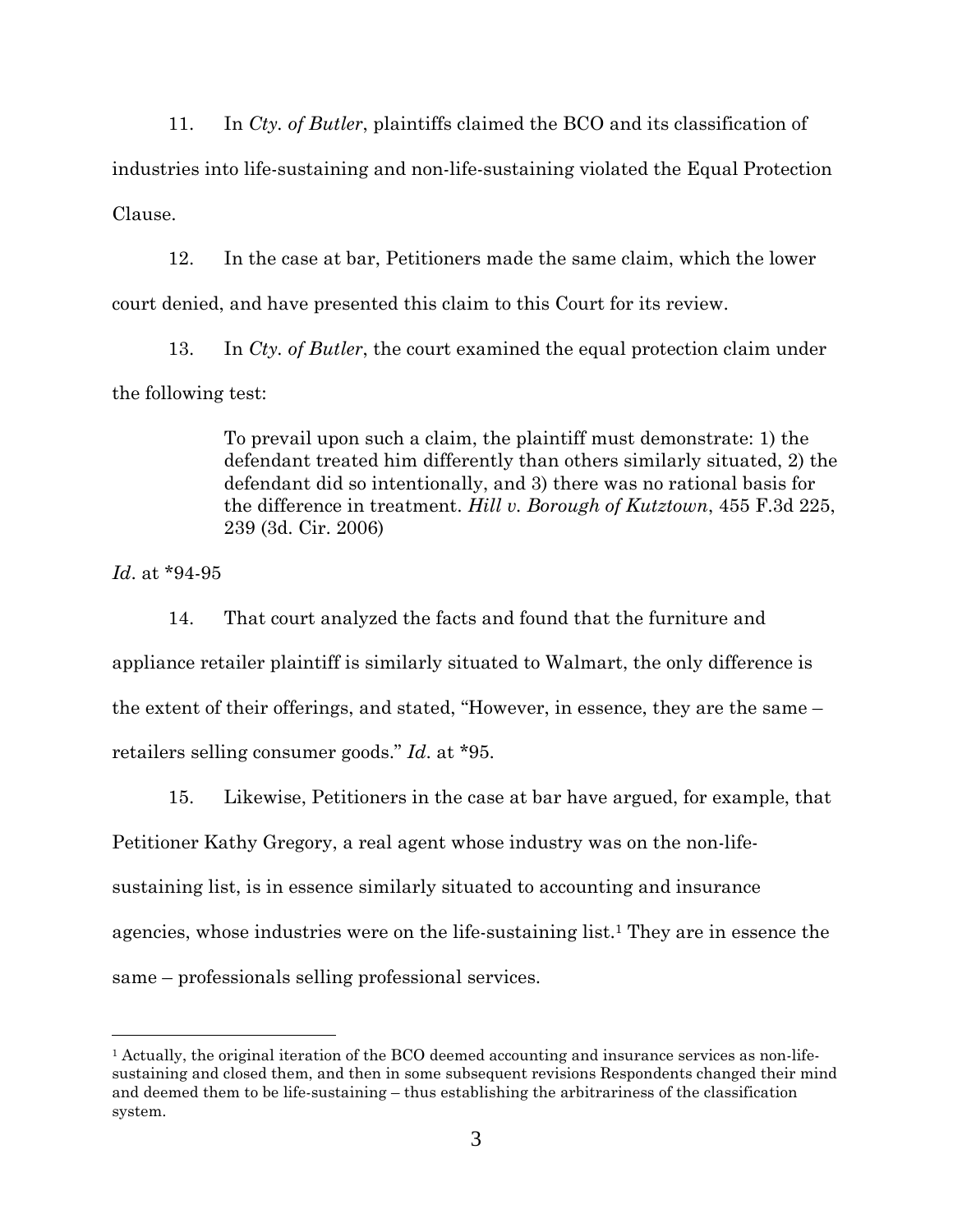11. In *Cty. of Butler*, plaintiffs claimed the BCO and its classification of industries into life-sustaining and non-life-sustaining violated the Equal Protection Clause.

12. In the case at bar, Petitioners made the same claim, which the lower court denied, and have presented this claim to this Court for its review.

13. In *Cty. of Butler*, the court examined the equal protection claim under the following test:

> To prevail upon such a claim, the plaintiff must demonstrate: 1) the defendant treated him differently than others similarly situated, 2) the defendant did so intentionally, and 3) there was no rational basis for the difference in treatment. *Hill v. Borough of Kutztown*, 455 F.3d 225, 239 (3d. Cir. 2006)

*Id*. at *94-95

14. That court analyzed the facts and found that the furniture and appliance retailer plaintiff is similarly situated to Walmart, the only difference is the extent of their offerings, and stated, "However, in essence, they are the same – retailers selling consumer goods." *Id*. at *95.

15. Likewise, Petitioners in the case at bar have argued, for example, that Petitioner Kathy Gregory, a real agent whose industry was on the non-life-sustaining list, is in essence similarly situated to accounting and insurance agencies, whose industries were on the life-sustaining list.[1] They are in essence the same – professionals selling professional services.

[1] Actually, the original iteration of the BCO deemed accounting and insurance services as non-life-sustaining and closed them, and then in some subsequent revisions Respondents changed their mind and deemed them to be life-sustaining – thus establishing the arbitrariness of the classification system.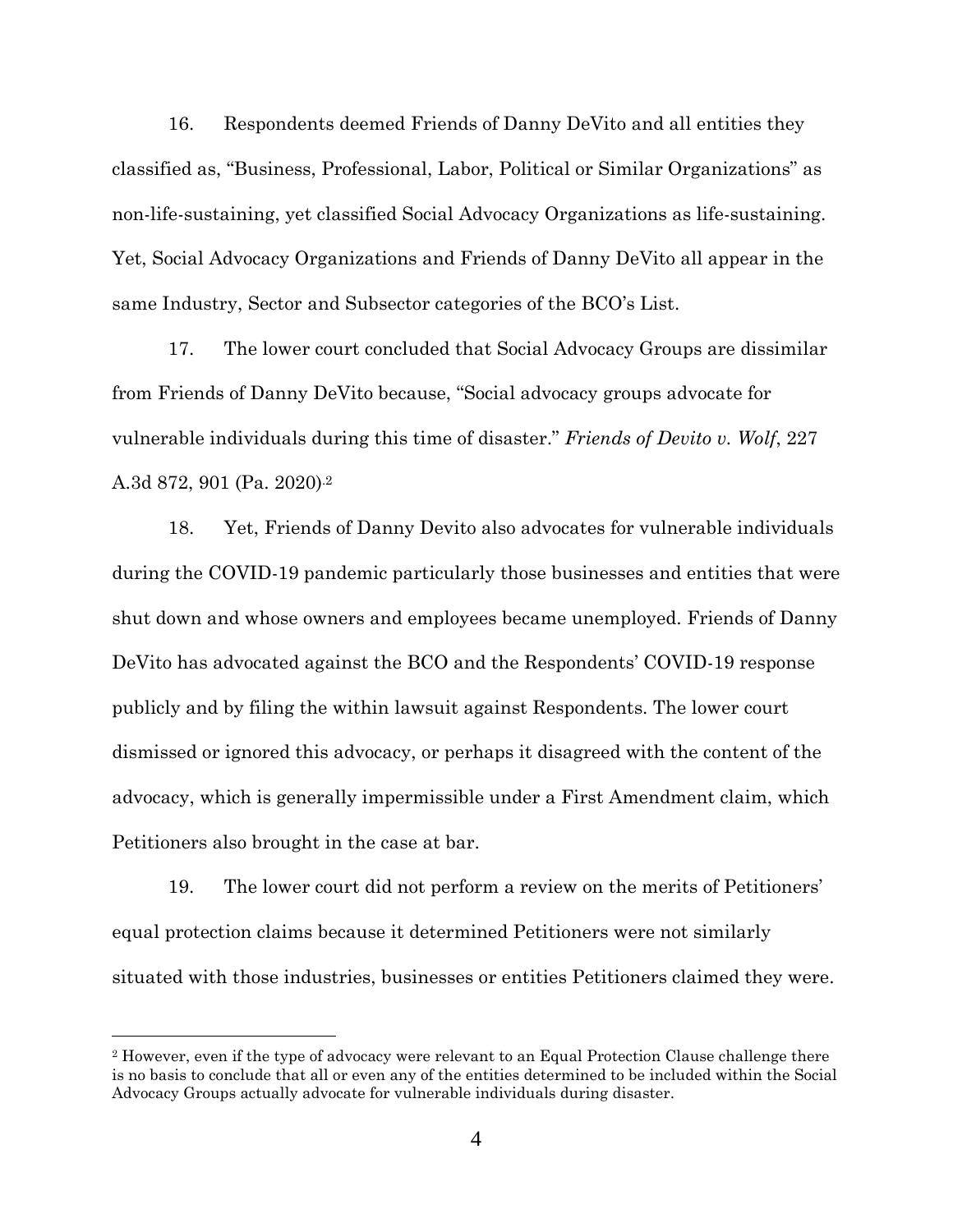16. Respondents deemed Friends of Danny DeVito and all entities they classified as, "Business, Professional, Labor, Political or Similar Organizations" as non-life-sustaining, yet classified Social Advocacy Organizations as life-sustaining. Yet, Social Advocacy Organizations and Friends of Danny DeVito all appear in the same Industry, Sector and Subsector categories of the BCO's List.

17. The lower court concluded that Social Advocacy Groups are dissimilar from Friends of Danny DeVito because, "Social advocacy groups advocate for vulnerable individuals during this time of disaster." *Friends of Devito v. Wolf*, 227 A.3d 872, 901 (Pa. 2020).[2]

18. Yet, Friends of Danny Devito also advocates for vulnerable individuals during the COVID-19 pandemic particularly those businesses and entities that were shut down and whose owners and employees became unemployed. Friends of Danny DeVito has advocated against the BCO and the Respondents' COVID-19 response publicly and by filing the within lawsuit against Respondents. The lower court dismissed or ignored this advocacy, or perhaps it disagreed with the content of the advocacy, which is generally impermissible under a First Amendment claim, which Petitioners also brought in the case at bar.

19. The lower court did not perform a review on the merits of Petitioners' equal protection claims because it determined Petitioners were not similarly situated with those industries, businesses or entities Petitioners claimed they were.

---

[2] However, even if the type of advocacy were relevant to an Equal Protection Clause challenge there is no basis to conclude that all or even any of the entities determined to be included within the Social Advocacy Groups actually advocate for vulnerable individuals during disaster.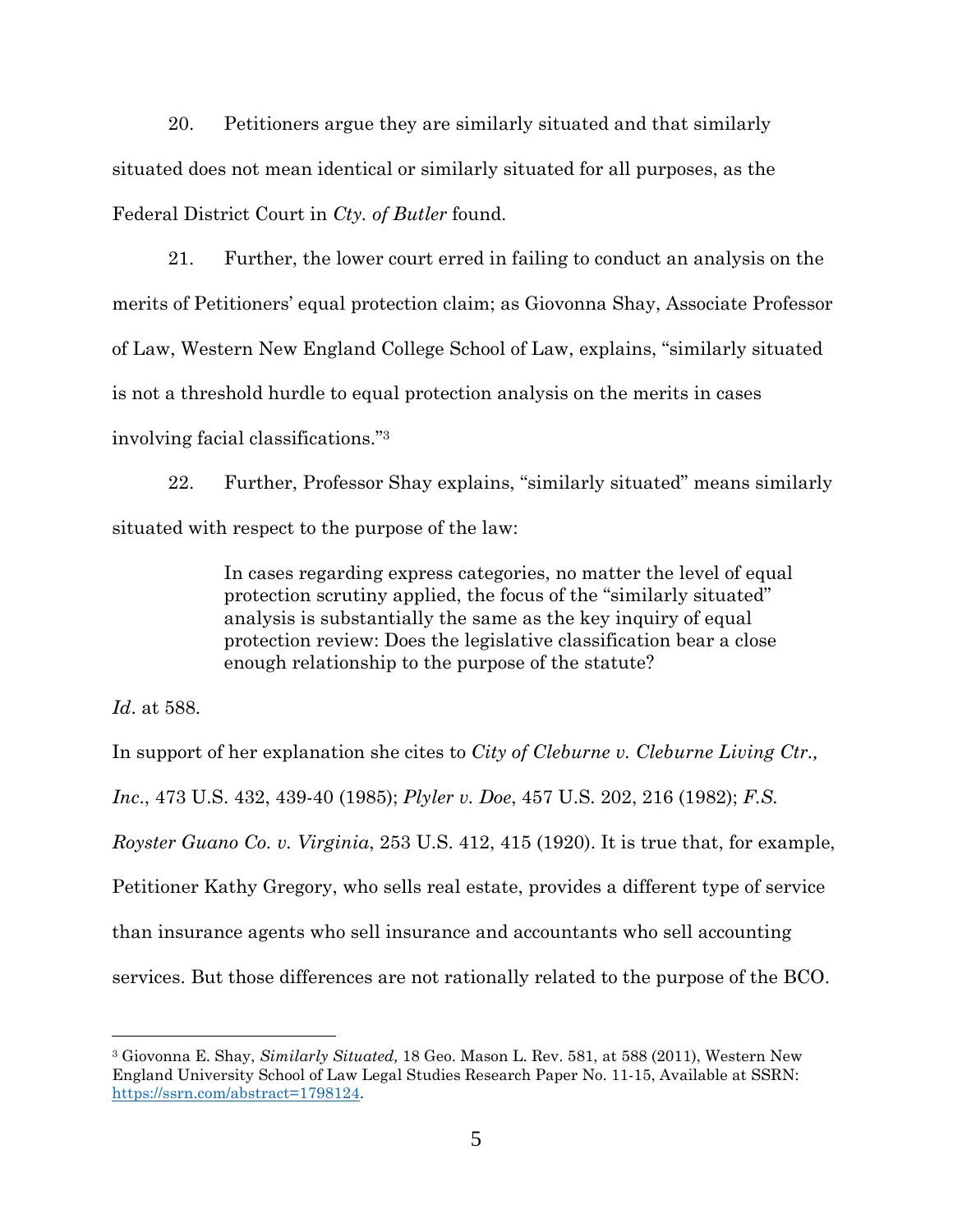20. Petitioners argue they are similarly situated and that similarly situated does not mean identical or similarly situated for all purposes, as the Federal District Court in *Cty. of Butler* found.

21. Further, the lower court erred in failing to conduct an analysis on the merits of Petitioners' equal protection claim; as Giovonna Shay, Associate Professor of Law, Western New England College School of Law, explains, "similarly situated is not a threshold hurdle to equal protection analysis on the merits in cases involving facial classifications."[3]

22. Further, Professor Shay explains, "similarly situated" means similarly situated with respect to the purpose of the law:

> In cases regarding express categories, no matter the level of equal protection scrutiny applied, the focus of the "similarly situated" analysis is substantially the same as the key inquiry of equal protection review: Does the legislative classification bear a close enough relationship to the purpose of the statute?

*Id*. at 588.

In support of her explanation she cites to *City of Cleburne v. Cleburne Living Ctr., Inc*., 473 U.S. 432, 439-40 (1985); *Plyler v. Doe*, 457 U.S. 202, 216 (1982); *F.S. Royster Guano Co. v. Virginia*, 253 U.S. 412, 415 (1920). It is true that, for example, Petitioner Kathy Gregory, who sells real estate, provides a different type of service than insurance agents who sell insurance and accountants who sell accounting services. But those differences are not rationally related to the purpose of the BCO.

---

[3] Giovonna E. Shay, *Similarly Situated,* 18 Geo. Mason L. Rev. 581, at 588 (2011), Western New England University School of Law Legal Studies Research Paper No. 11-15, Available at SSRN: https://ssrn.com/abstract=1798124.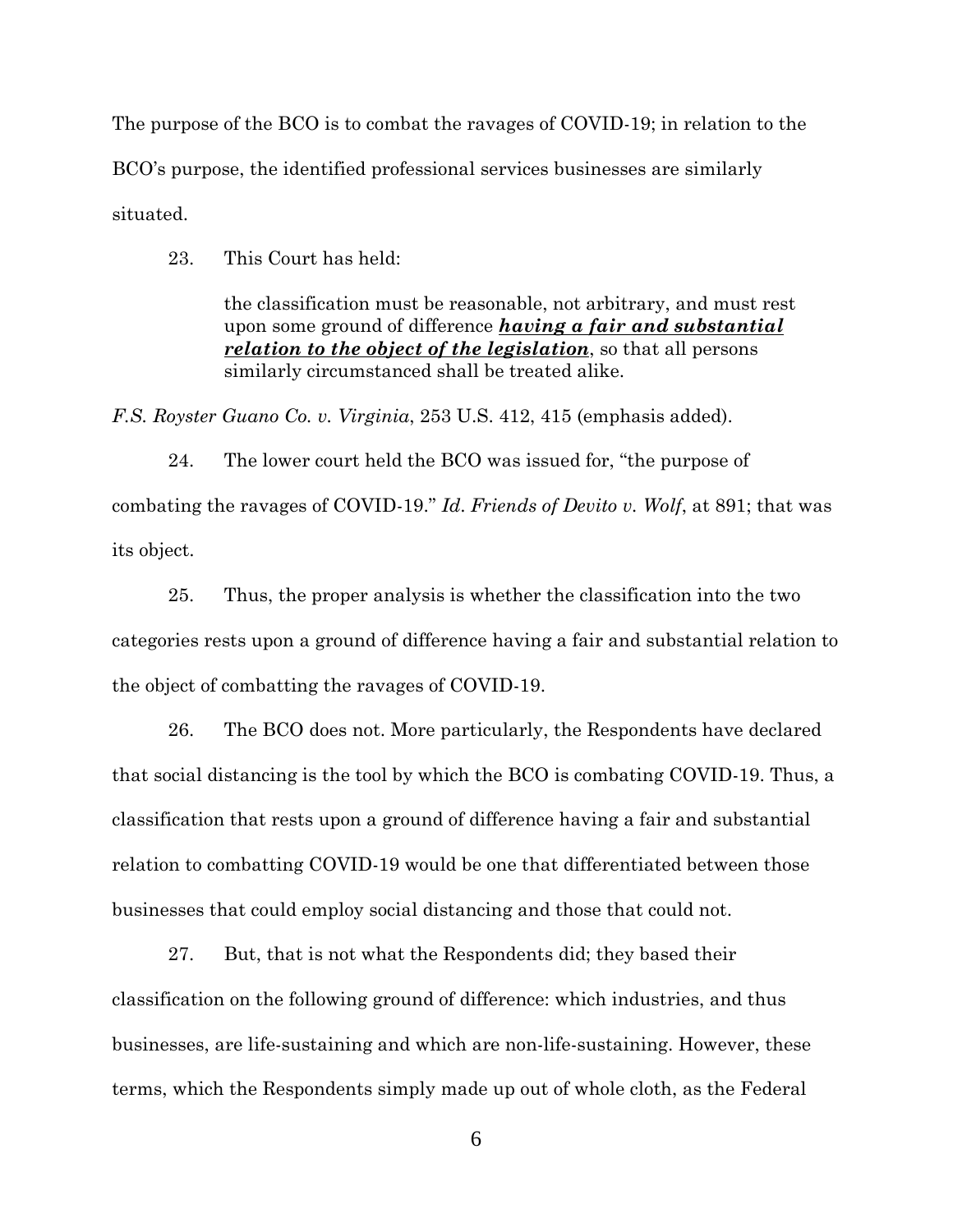The purpose of the BCO is to combat the ravages of COVID-19; in relation to the BCO's purpose, the identified professional services businesses are similarly situated.

23. This Court has held:

> the classification must be reasonable, not arbitrary, and must rest upon some ground of difference ***<u>having a fair and substantial relation to the object of the legislation</u>***, so that all persons similarly circumstanced shall be treated alike.

*F.S. Royster Guano Co. v. Virginia*, 253 U.S. 412, 415 (emphasis added).

24. The lower court held the BCO was issued for, "the purpose of combating the ravages of COVID-19." *Id*. *Friends of Devito v. Wolf*, at 891; that was its object.

25. Thus, the proper analysis is whether the classification into the two categories rests upon a ground of difference having a fair and substantial relation to the object of combatting the ravages of COVID-19.

26. The BCO does not. More particularly, the Respondents have declared that social distancing is the tool by which the BCO is combating COVID-19. Thus, a classification that rests upon a ground of difference having a fair and substantial relation to combatting COVID-19 would be one that differentiated between those businesses that could employ social distancing and those that could not.

27. But, that is not what the Respondents did; they based their classification on the following ground of difference: which industries, and thus businesses, are life-sustaining and which are non-life-sustaining. However, these terms, which the Respondents simply made up out of whole cloth, as the Federal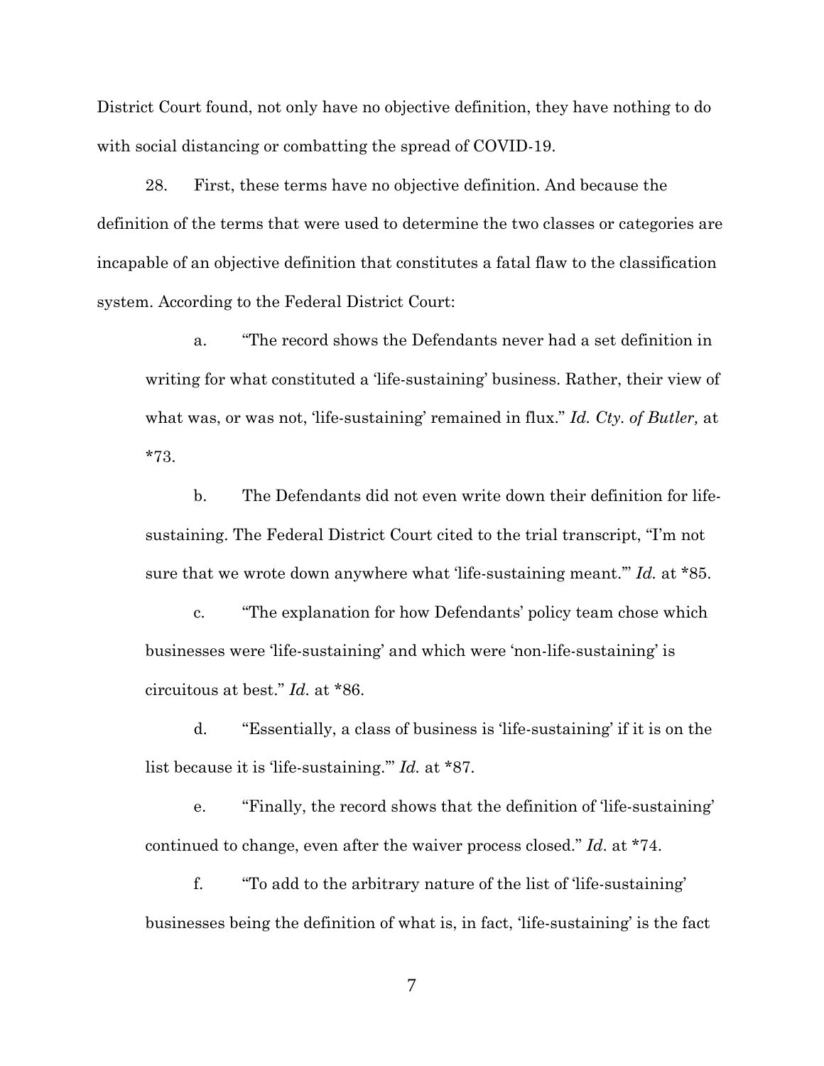District Court found, not only have no objective definition, they have nothing to do with social distancing or combatting the spread of COVID-19.

28. First, these terms have no objective definition. And because the definition of the terms that were used to determine the two classes or categories are incapable of an objective definition that constitutes a fatal flaw to the classification system. According to the Federal District Court:

a. "The record shows the Defendants never had a set definition in writing for what constituted a 'life-sustaining' business. Rather, their view of what was, or was not, 'life-sustaining' remained in flux." *Id. Cty. of Butler,* at *73.

b. The Defendants did not even write down their definition for life-sustaining. The Federal District Court cited to the trial transcript, "I'm not sure that we wrote down anywhere what 'life-sustaining meant.'" *Id.* at *85.

c. "The explanation for how Defendants' policy team chose which businesses were 'life-sustaining' and which were 'non-life-sustaining' is circuitous at best." *Id.* at *86.

d. "Essentially, a class of business is 'life-sustaining' if it is on the list because it is 'life-sustaining.'" *Id.* at *87.

e. "Finally, the record shows that the definition of 'life-sustaining' continued to change, even after the waiver process closed." *Id*. at *74.

f. "To add to the arbitrary nature of the list of 'life-sustaining' businesses being the definition of what is, in fact, 'life-sustaining' is the fact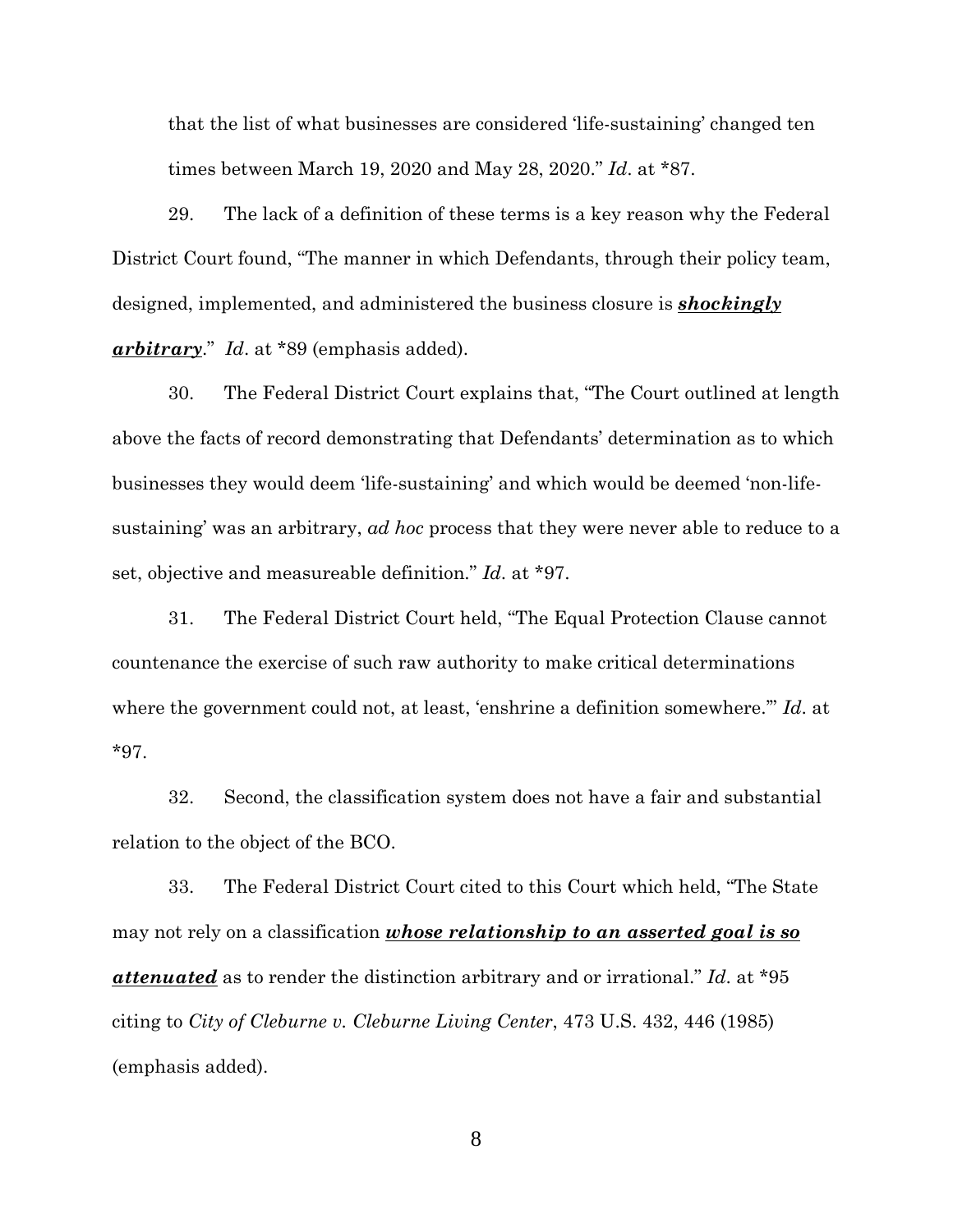that the list of what businesses are considered 'life-sustaining' changed ten times between March 19, 2020 and May 28, 2020." *Id*. at *87.

29. The lack of a definition of these terms is a key reason why the Federal District Court found, "The manner in which Defendants, through their policy team, designed, implemented, and administered the business closure is ***<u>shockingly arbitrary</u>***." *Id*. at *89 (emphasis added).

30. The Federal District Court explains that, "The Court outlined at length above the facts of record demonstrating that Defendants' determination as to which businesses they would deem 'life-sustaining' and which would be deemed 'non-life-sustaining' was an arbitrary, *ad hoc* process that they were never able to reduce to a set, objective and measureable definition." *Id*. at *97.

31. The Federal District Court held, "The Equal Protection Clause cannot countenance the exercise of such raw authority to make critical determinations where the government could not, at least, 'enshrine a definition somewhere.'" *Id*. at *97.

32. Second, the classification system does not have a fair and substantial relation to the object of the BCO.

33. The Federal District Court cited to this Court which held, "The State may not rely on a classification ***<u>whose relationship to an asserted goal is so attenuated</u>*** as to render the distinction arbitrary and or irrational." *Id*. at *95 citing to *City of Cleburne v. Cleburne Living Center*, 473 U.S. 432, 446 (1985) (emphasis added).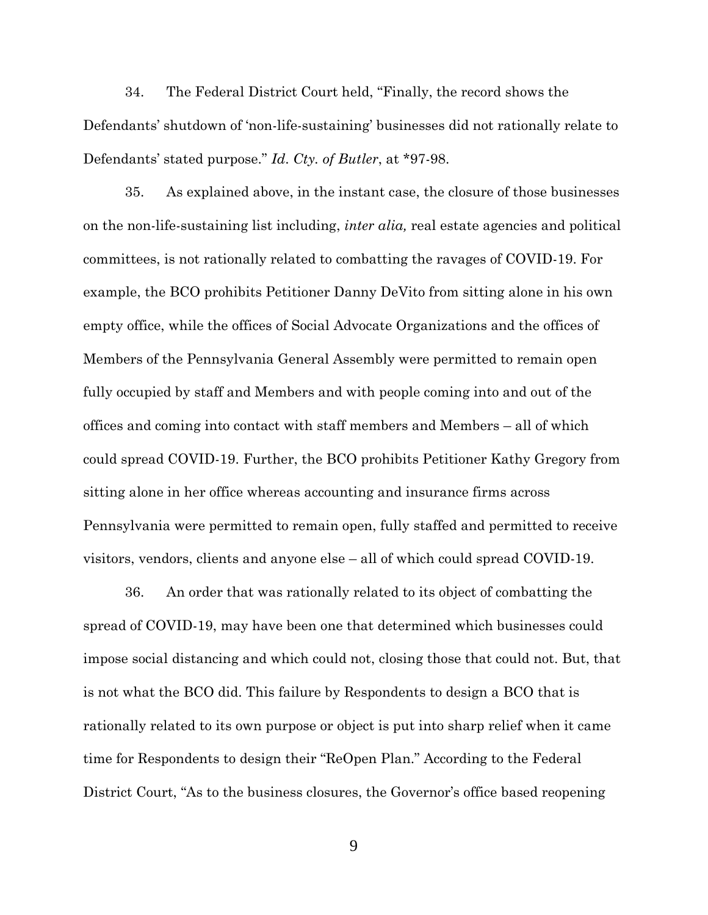34. The Federal District Court held, "Finally, the record shows the Defendants' shutdown of 'non-life-sustaining' businesses did not rationally relate to Defendants' stated purpose." *Id. Cty. of Butler*, at *97-98.

35. As explained above, in the instant case, the closure of those businesses on the non-life-sustaining list including, *inter alia,* real estate agencies and political committees, is not rationally related to combatting the ravages of COVID-19. For example, the BCO prohibits Petitioner Danny DeVito from sitting alone in his own empty office, while the offices of Social Advocate Organizations and the offices of Members of the Pennsylvania General Assembly were permitted to remain open fully occupied by staff and Members and with people coming into and out of the offices and coming into contact with staff members and Members – all of which could spread COVID-19. Further, the BCO prohibits Petitioner Kathy Gregory from sitting alone in her office whereas accounting and insurance firms across Pennsylvania were permitted to remain open, fully staffed and permitted to receive visitors, vendors, clients and anyone else – all of which could spread COVID-19.

36. An order that was rationally related to its object of combatting the spread of COVID-19, may have been one that determined which businesses could impose social distancing and which could not, closing those that could not. But, that is not what the BCO did. This failure by Respondents to design a BCO that is rationally related to its own purpose or object is put into sharp relief when it came time for Respondents to design their "ReOpen Plan." According to the Federal District Court, "As to the business closures, the Governor's office based reopening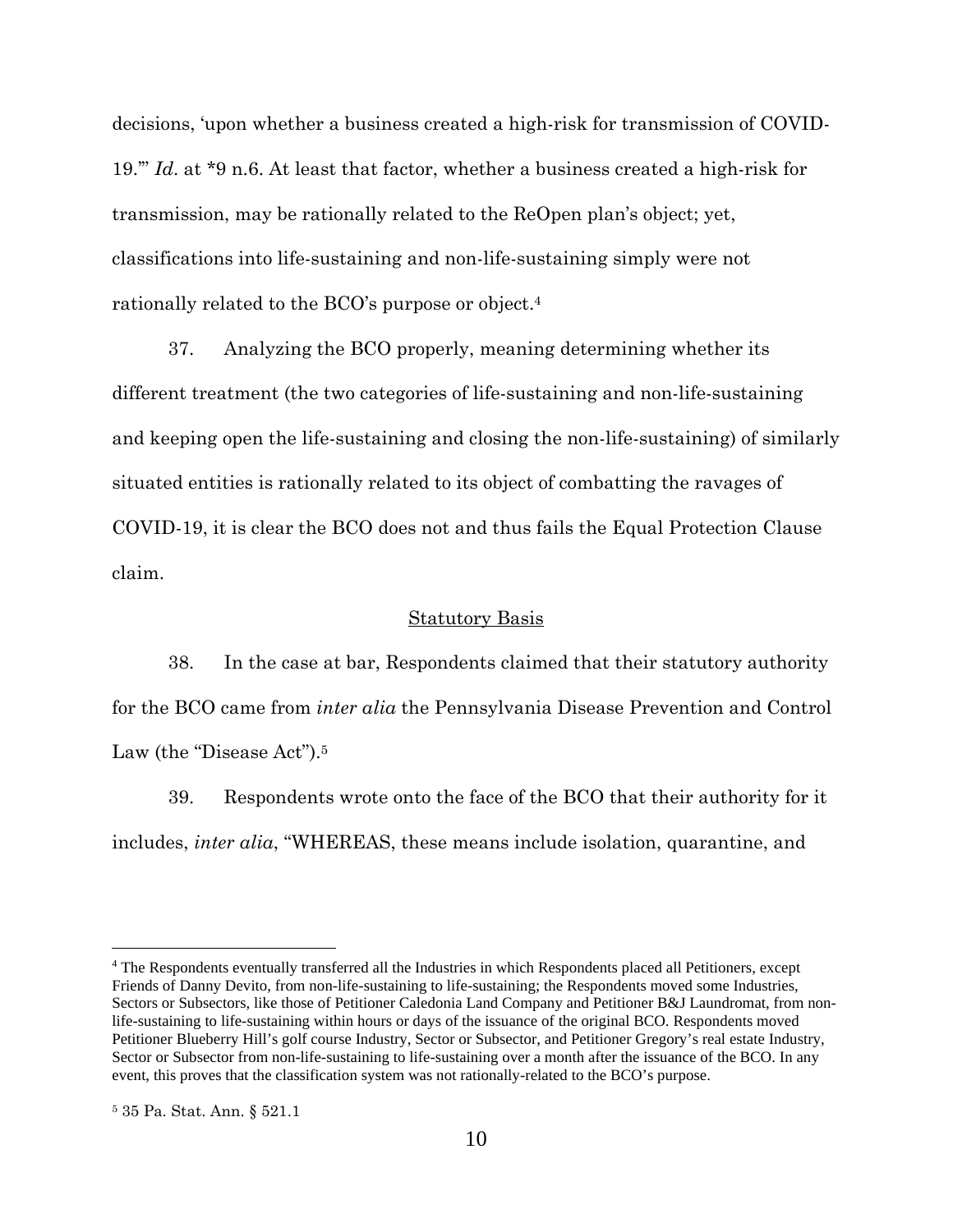decisions, 'upon whether a business created a high-risk for transmission of COVID-19.'" *Id*. at *9 n.6. At least that factor, whether a business created a high-risk for transmission, may be rationally related to the ReOpen plan's object; yet, classifications into life-sustaining and non-life-sustaining simply were not rationally related to the BCO's purpose or object.[4]

37. Analyzing the BCO properly, meaning determining whether its different treatment (the two categories of life-sustaining and non-life-sustaining and keeping open the life-sustaining and closing the non-life-sustaining) of similarly situated entities is rationally related to its object of combatting the ravages of COVID-19, it is clear the BCO does not and thus fails the Equal Protection Clause claim.

<u>Statutory Basis</u>

38. In the case at bar, Respondents claimed that their statutory authority for the BCO came from *inter alia* the Pennsylvania Disease Prevention and Control Law (the "Disease Act").[5]

39. Respondents wrote onto the face of the BCO that their authority for it includes, *inter alia*, "WHEREAS, these means include isolation, quarantine, and

---

[4] The Respondents eventually transferred all the Industries in which Respondents placed all Petitioners, except Friends of Danny Devito, from non-life-sustaining to life-sustaining; the Respondents moved some Industries, Sectors or Subsectors, like those of Petitioner Caledonia Land Company and Petitioner B&J Laundromat, from non-life-sustaining to life-sustaining within hours or days of the issuance of the original BCO. Respondents moved Petitioner Blueberry Hill's golf course Industry, Sector or Subsector, and Petitioner Gregory's real estate Industry, Sector or Subsector from non-life-sustaining to life-sustaining over a month after the issuance of the BCO. In any event, this proves that the classification system was not rationally-related to the BCO's purpose.

[5] 35 Pa. Stat. Ann. § 521.1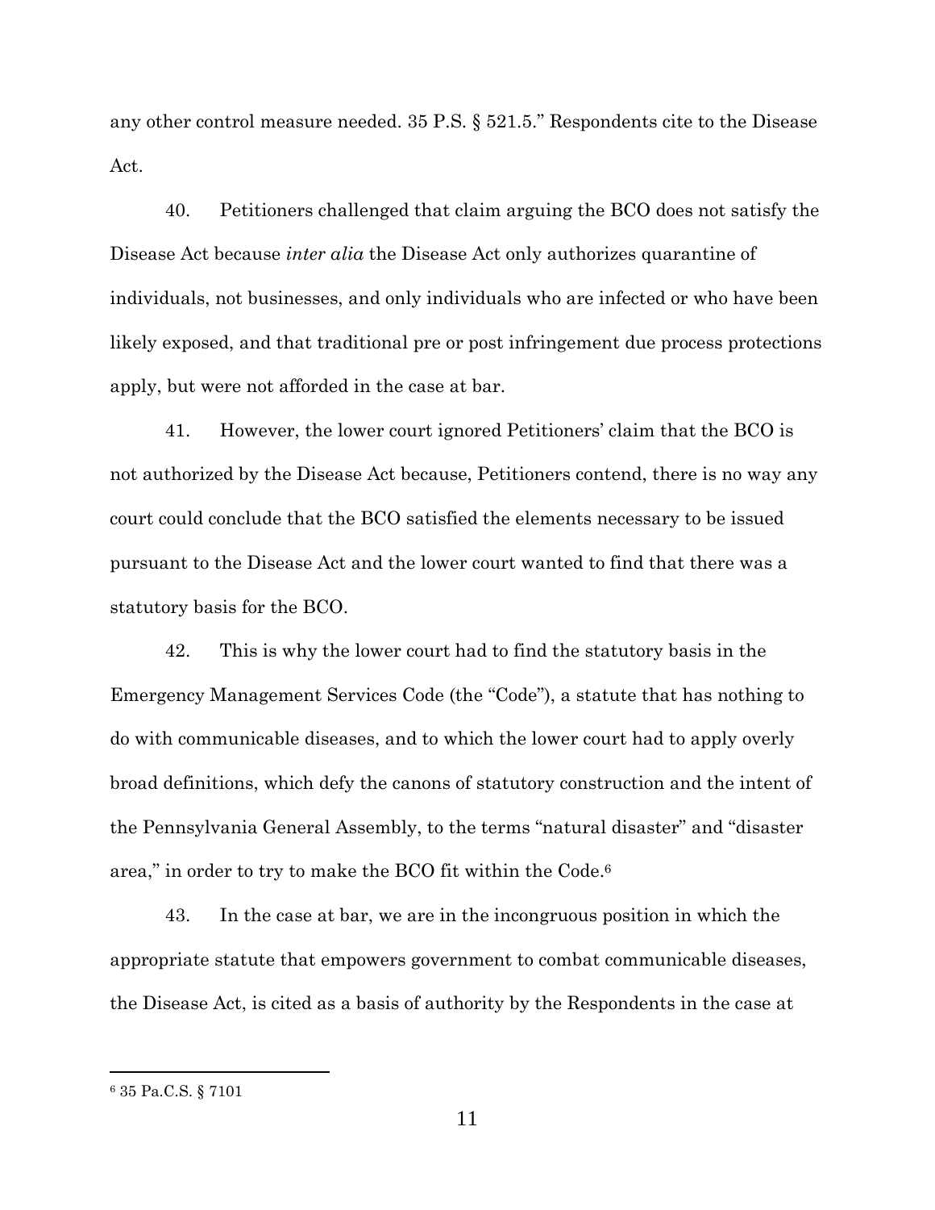any other control measure needed. 35 P.S. § 521.5." Respondents cite to the Disease Act.

40. Petitioners challenged that claim arguing the BCO does not satisfy the Disease Act because *inter alia* the Disease Act only authorizes quarantine of individuals, not businesses, and only individuals who are infected or who have been likely exposed, and that traditional pre or post infringement due process protections apply, but were not afforded in the case at bar.

41. However, the lower court ignored Petitioners' claim that the BCO is not authorized by the Disease Act because, Petitioners contend, there is no way any court could conclude that the BCO satisfied the elements necessary to be issued pursuant to the Disease Act and the lower court wanted to find that there was a statutory basis for the BCO.

42. This is why the lower court had to find the statutory basis in the Emergency Management Services Code (the "Code"), a statute that has nothing to do with communicable diseases, and to which the lower court had to apply overly broad definitions, which defy the canons of statutory construction and the intent of the Pennsylvania General Assembly, to the terms "natural disaster" and "disaster area," in order to try to make the BCO fit within the Code.[6]

43. In the case at bar, we are in the incongruous position in which the appropriate statute that empowers government to combat communicable diseases, the Disease Act, is cited as a basis of authority by the Respondents in the case at

---

[6] 35 Pa.C.S. § 7101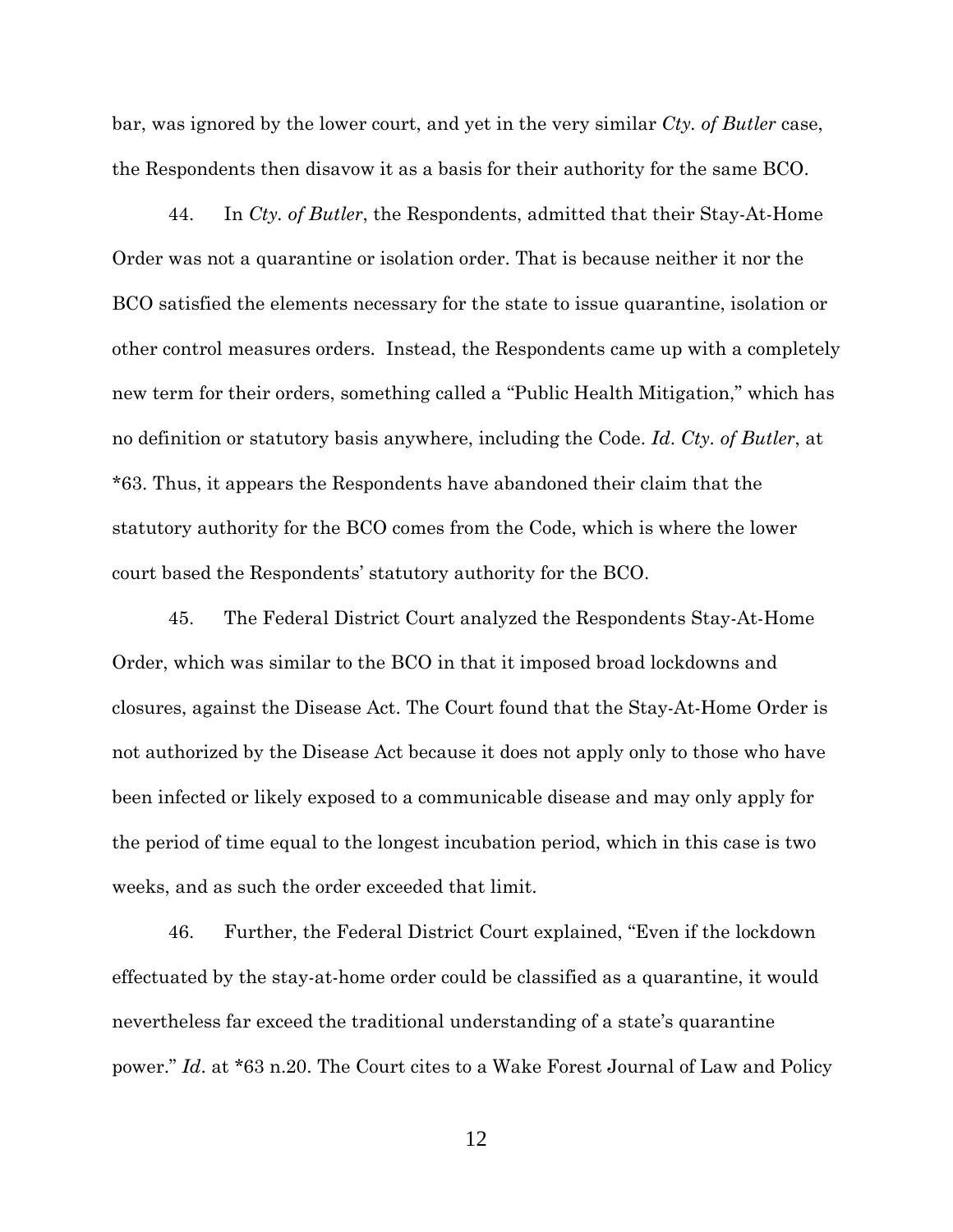bar, was ignored by the lower court, and yet in the very similar *Cty. of Butler* case, the Respondents then disavow it as a basis for their authority for the same BCO.

44. In *Cty. of Butler*, the Respondents, admitted that their Stay-At-Home Order was not a quarantine or isolation order. That is because neither it nor the BCO satisfied the elements necessary for the state to issue quarantine, isolation or other control measures orders. Instead, the Respondents came up with a completely new term for their orders, something called a "Public Health Mitigation," which has no definition or statutory basis anywhere, including the Code. *Id. Cty. of Butler*, at *63. Thus, it appears the Respondents have abandoned their claim that the statutory authority for the BCO comes from the Code, which is where the lower court based the Respondents' statutory authority for the BCO.

45. The Federal District Court analyzed the Respondents Stay-At-Home Order, which was similar to the BCO in that it imposed broad lockdowns and closures, against the Disease Act. The Court found that the Stay-At-Home Order is not authorized by the Disease Act because it does not apply only to those who have been infected or likely exposed to a communicable disease and may only apply for the period of time equal to the longest incubation period, which in this case is two weeks, and as such the order exceeded that limit.

46. Further, the Federal District Court explained, "Even if the lockdown effectuated by the stay-at-home order could be classified as a quarantine, it would nevertheless far exceed the traditional understanding of a state's quarantine power." *Id*. at *63 n.20. The Court cites to a Wake Forest Journal of Law and Policy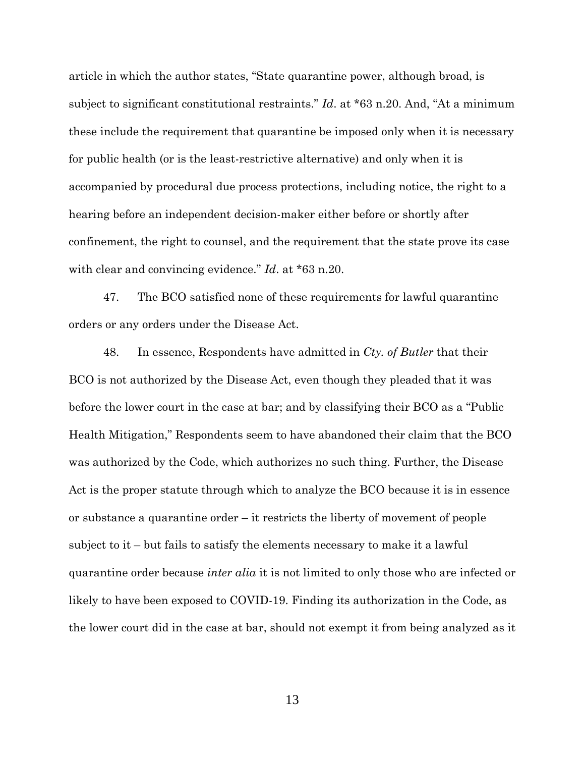article in which the author states, "State quarantine power, although broad, is subject to significant constitutional restraints." *Id*. at *63 n.20. And, "At a minimum these include the requirement that quarantine be imposed only when it is necessary for public health (or is the least-restrictive alternative) and only when it is accompanied by procedural due process protections, including notice, the right to a hearing before an independent decision-maker either before or shortly after confinement, the right to counsel, and the requirement that the state prove its case with clear and convincing evidence." *Id*. at *63 n.20.

47. The BCO satisfied none of these requirements for lawful quarantine orders or any orders under the Disease Act.

48. In essence, Respondents have admitted in *Cty. of Butler* that their BCO is not authorized by the Disease Act, even though they pleaded that it was before the lower court in the case at bar; and by classifying their BCO as a "Public Health Mitigation," Respondents seem to have abandoned their claim that the BCO was authorized by the Code, which authorizes no such thing. Further, the Disease Act is the proper statute through which to analyze the BCO because it is in essence or substance a quarantine order – it restricts the liberty of movement of people subject to it – but fails to satisfy the elements necessary to make it a lawful quarantine order because *inter alia* it is not limited to only those who are infected or likely to have been exposed to COVID-19. Finding its authorization in the Code, as the lower court did in the case at bar, should not exempt it from being analyzed as it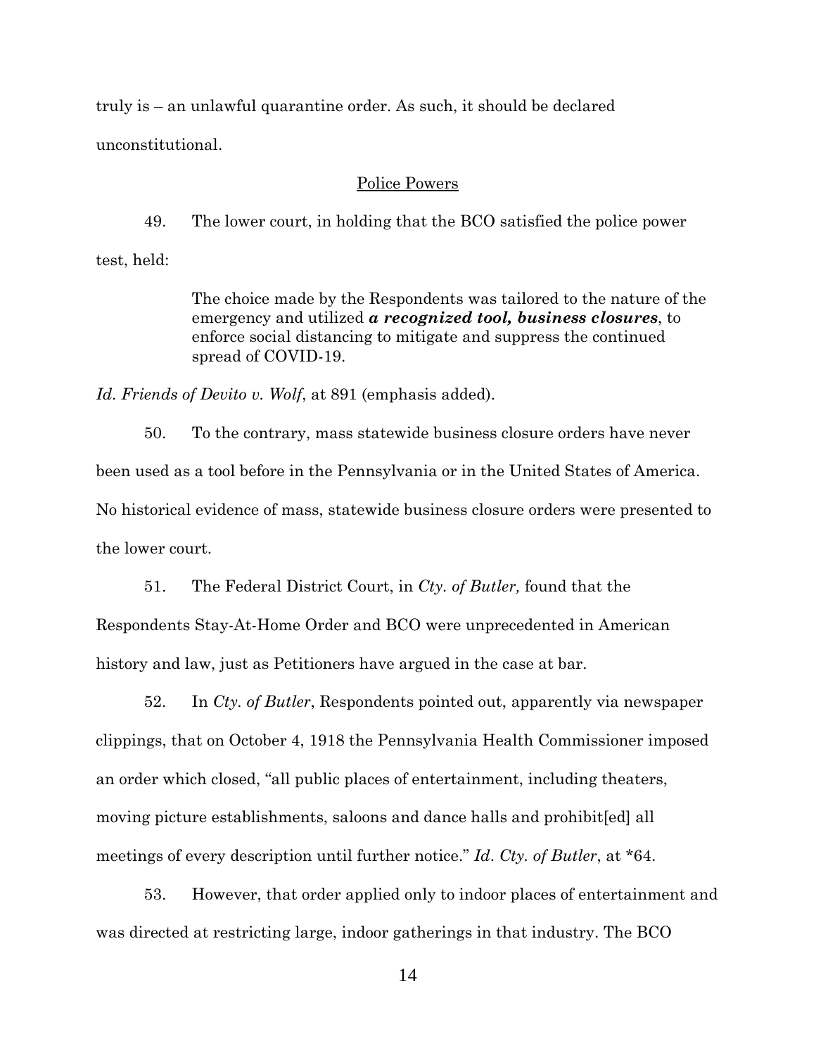truly is – an unlawful quarantine order. As such, it should be declared unconstitutional.

## Police Powers

49. The lower court, in holding that the BCO satisfied the police power test, held:

> The choice made by the Respondents was tailored to the nature of the emergency and utilized ***a recognized tool, business closures***, to enforce social distancing to mitigate and suppress the continued spread of COVID-19.

*Id. Friends of Devito v. Wolf*, at 891 (emphasis added).

50. To the contrary, mass statewide business closure orders have never been used as a tool before in the Pennsylvania or in the United States of America. No historical evidence of mass, statewide business closure orders were presented to the lower court.

51. The Federal District Court, in *Cty. of Butler,* found that the Respondents Stay-At-Home Order and BCO were unprecedented in American history and law, just as Petitioners have argued in the case at bar.

52. In *Cty. of Butler*, Respondents pointed out, apparently via newspaper clippings, that on October 4, 1918 the Pennsylvania Health Commissioner imposed an order which closed, "all public places of entertainment, including theaters, moving picture establishments, saloons and dance halls and prohibit[ed] all meetings of every description until further notice." *Id*. *Cty. of Butler*, at *64.

53. However, that order applied only to indoor places of entertainment and was directed at restricting large, indoor gatherings in that industry. The BCO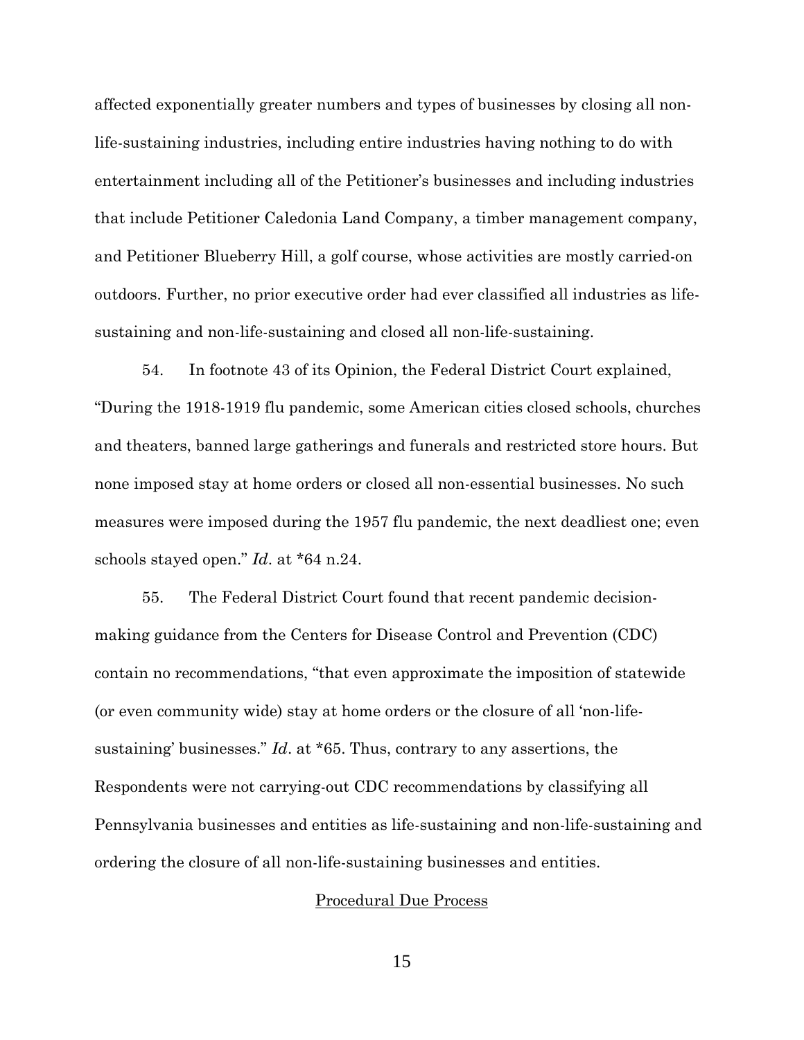affected exponentially greater numbers and types of businesses by closing all non-life-sustaining industries, including entire industries having nothing to do with entertainment including all of the Petitioner's businesses and including industries that include Petitioner Caledonia Land Company, a timber management company, and Petitioner Blueberry Hill, a golf course, whose activities are mostly carried-on outdoors. Further, no prior executive order had ever classified all industries as life-sustaining and non-life-sustaining and closed all non-life-sustaining.

54. In footnote 43 of its Opinion, the Federal District Court explained, "During the 1918-1919 flu pandemic, some American cities closed schools, churches and theaters, banned large gatherings and funerals and restricted store hours. But none imposed stay at home orders or closed all non-essential businesses. No such measures were imposed during the 1957 flu pandemic, the next deadliest one; even schools stayed open." *Id*. at *64 n.24.

55. The Federal District Court found that recent pandemic decision-making guidance from the Centers for Disease Control and Prevention (CDC) contain no recommendations, "that even approximate the imposition of statewide (or even community wide) stay at home orders or the closure of all 'non-life-sustaining' businesses." *Id*. at *65. Thus, contrary to any assertions, the Respondents were not carrying-out CDC recommendations by classifying all Pennsylvania businesses and entities as life-sustaining and non-life-sustaining and ordering the closure of all non-life-sustaining businesses and entities.

<u>Procedural Due Process</u>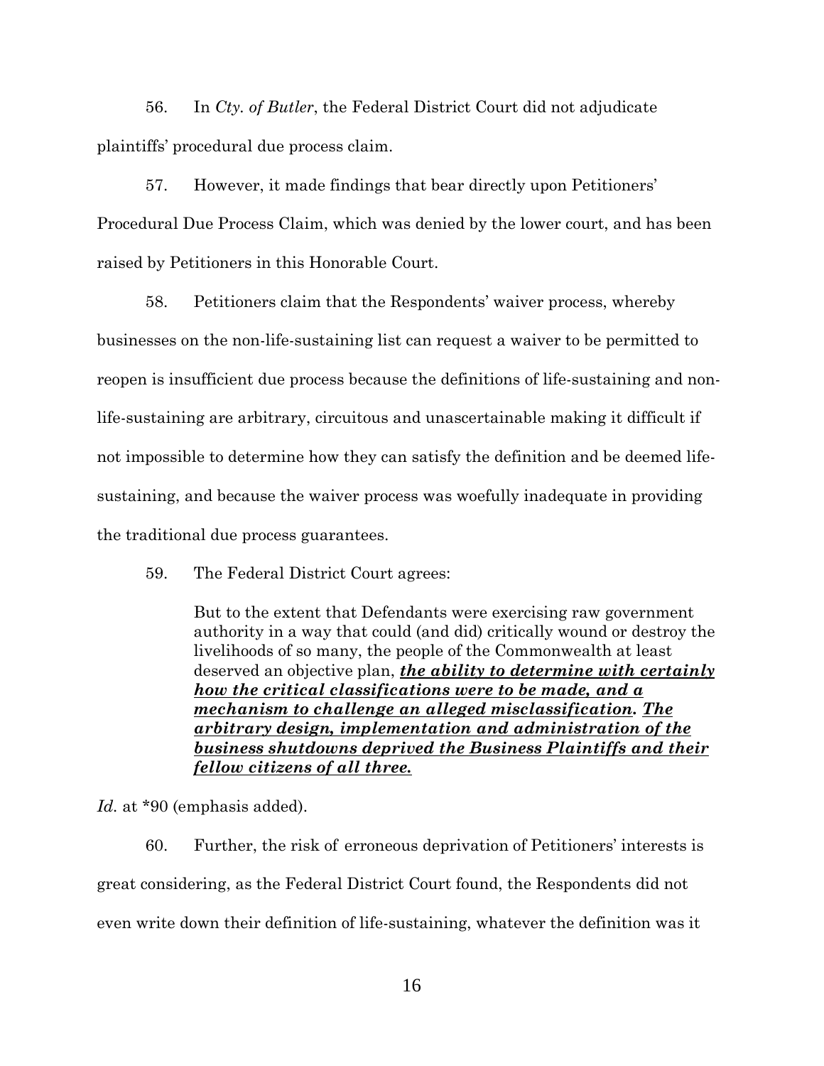56. In *Cty. of Butler*, the Federal District Court did not adjudicate plaintiffs' procedural due process claim.

57. However, it made findings that bear directly upon Petitioners' Procedural Due Process Claim, which was denied by the lower court, and has been raised by Petitioners in this Honorable Court.

58. Petitioners claim that the Respondents' waiver process, whereby businesses on the non-life-sustaining list can request a waiver to be permitted to reopen is insufficient due process because the definitions of life-sustaining and non-life-sustaining are arbitrary, circuitous and unascertainable making it difficult if not impossible to determine how they can satisfy the definition and be deemed life-sustaining, and because the waiver process was woefully inadequate in providing the traditional due process guarantees.

59. The Federal District Court agrees:

> But to the extent that Defendants were exercising raw government authority in a way that could (and did) critically wound or destroy the livelihoods of so many, the people of the Commonwealth at least deserved an objective plan, ***<u>the ability to determine with certainly how the critical classifications were to be made, and a mechanism to challenge an alleged misclassification</u>***. ***<u>The arbitrary design, implementation and administration of the business shutdowns deprived the Business Plaintiffs and their fellow citizens of all three.</u>***

*Id.* at *90 (emphasis added).

60. Further, the risk of erroneous deprivation of Petitioners' interests is great considering, as the Federal District Court found, the Respondents did not even write down their definition of life-sustaining, whatever the definition was it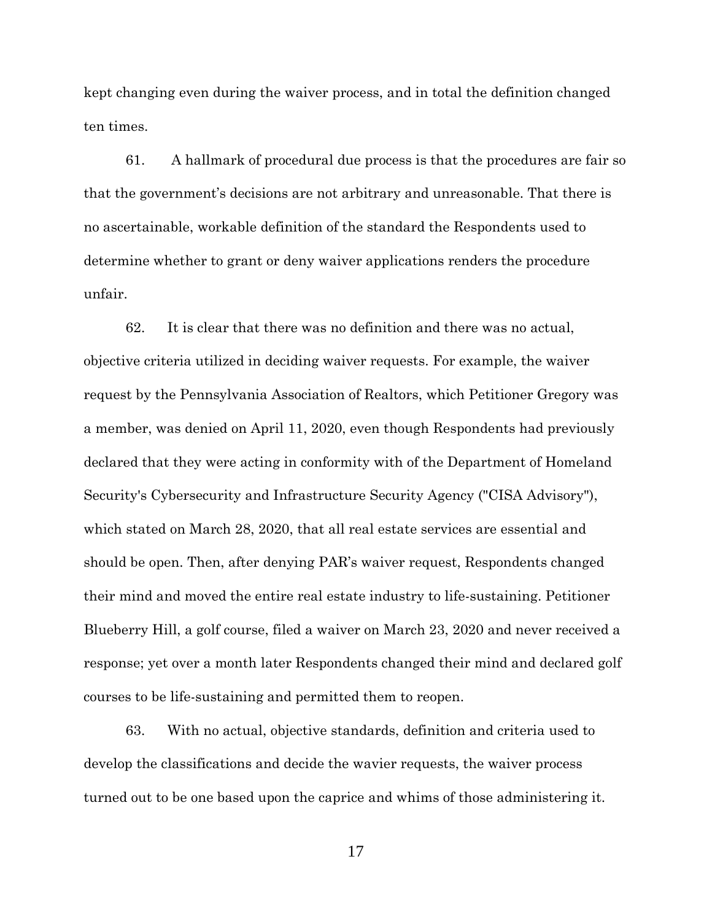kept changing even during the waiver process, and in total the definition changed ten times.

61. A hallmark of procedural due process is that the procedures are fair so that the government's decisions are not arbitrary and unreasonable. That there is no ascertainable, workable definition of the standard the Respondents used to determine whether to grant or deny waiver applications renders the procedure unfair.

62. It is clear that there was no definition and there was no actual, objective criteria utilized in deciding waiver requests. For example, the waiver request by the Pennsylvania Association of Realtors, which Petitioner Gregory was a member, was denied on April 11, 2020, even though Respondents had previously declared that they were acting in conformity with of the Department of Homeland Security's Cybersecurity and Infrastructure Security Agency ("CISA Advisory"), which stated on March 28, 2020, that all real estate services are essential and should be open. Then, after denying PAR's waiver request, Respondents changed their mind and moved the entire real estate industry to life-sustaining. Petitioner Blueberry Hill, a golf course, filed a waiver on March 23, 2020 and never received a response; yet over a month later Respondents changed their mind and declared golf courses to be life-sustaining and permitted them to reopen.

63. With no actual, objective standards, definition and criteria used to develop the classifications and decide the wavier requests, the waiver process turned out to be one based upon the caprice and whims of those administering it.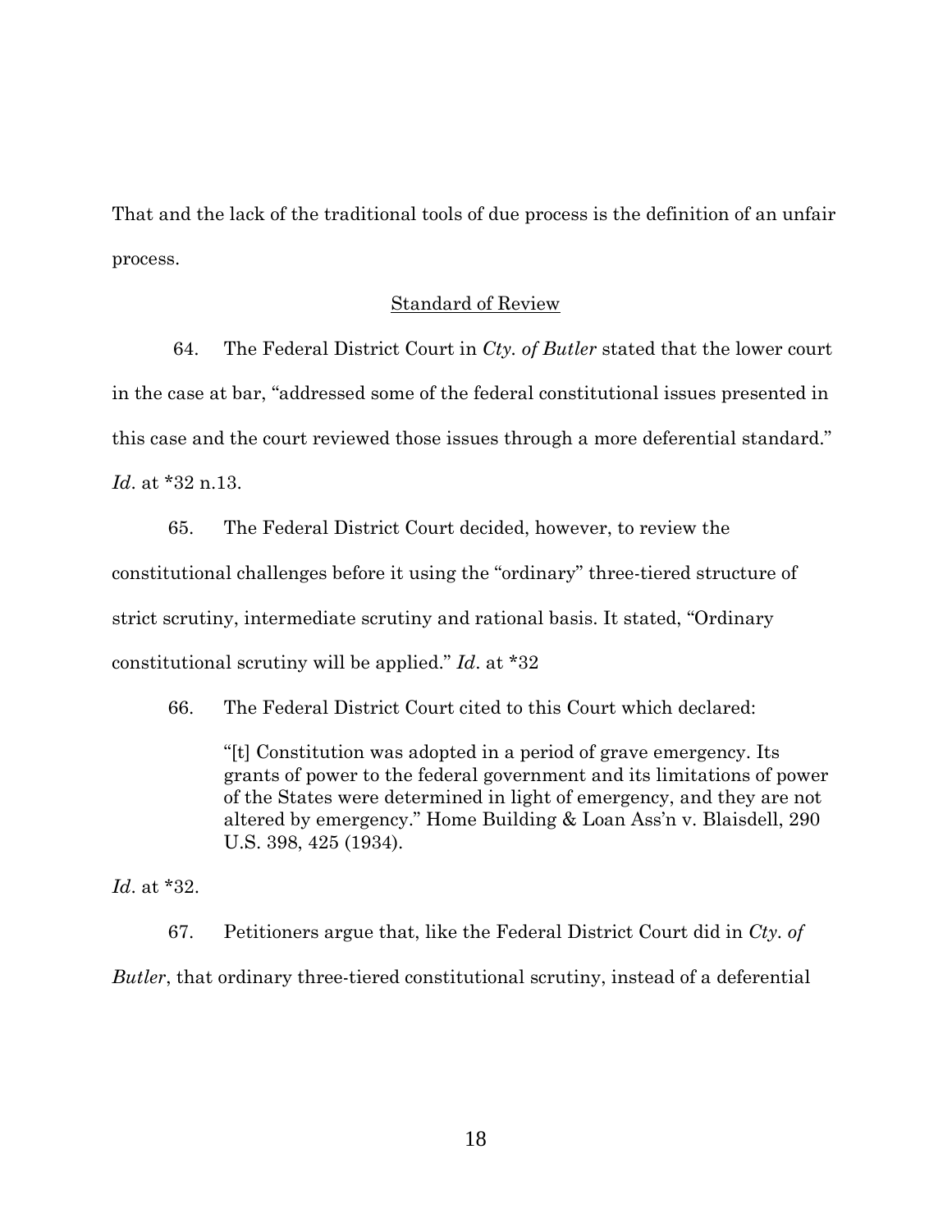That and the lack of the traditional tools of due process is the definition of an unfair process.

Standard of Review

64. The Federal District Court in *Cty. of Butler* stated that the lower court in the case at bar, "addressed some of the federal constitutional issues presented in this case and the court reviewed those issues through a more deferential standard." *Id*. at *32 n.13.

65. The Federal District Court decided, however, to review the constitutional challenges before it using the "ordinary" three-tiered structure of strict scrutiny, intermediate scrutiny and rational basis. It stated, "Ordinary constitutional scrutiny will be applied." *Id*. at *32

66. The Federal District Court cited to this Court which declared:

> "[t] Constitution was adopted in a period of grave emergency. Its grants of power to the federal government and its limitations of power of the States were determined in light of emergency, and they are not altered by emergency." Home Building & Loan Ass'n v. Blaisdell, 290 U.S. 398, 425 (1934).

*Id*. at *32.

67. Petitioners argue that, like the Federal District Court did in *Cty. of Butler*, that ordinary three-tiered constitutional scrutiny, instead of a deferential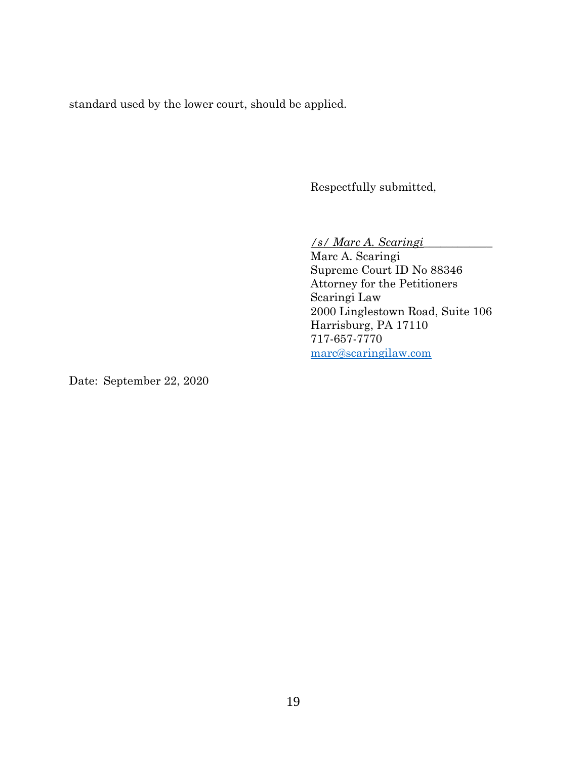standard used by the lower court, should be applied.

Respectfully submitted,

*/s/ Marc A. Scaringi*
Marc A. Scaringi
Supreme Court ID No 88346
Attorney for the Petitioners
Scaringi Law
2000 Linglestown Road, Suite 106
Harrisburg, PA 17110
717-657-7770
marc@scaringilaw.com

Date: September 22, 2020